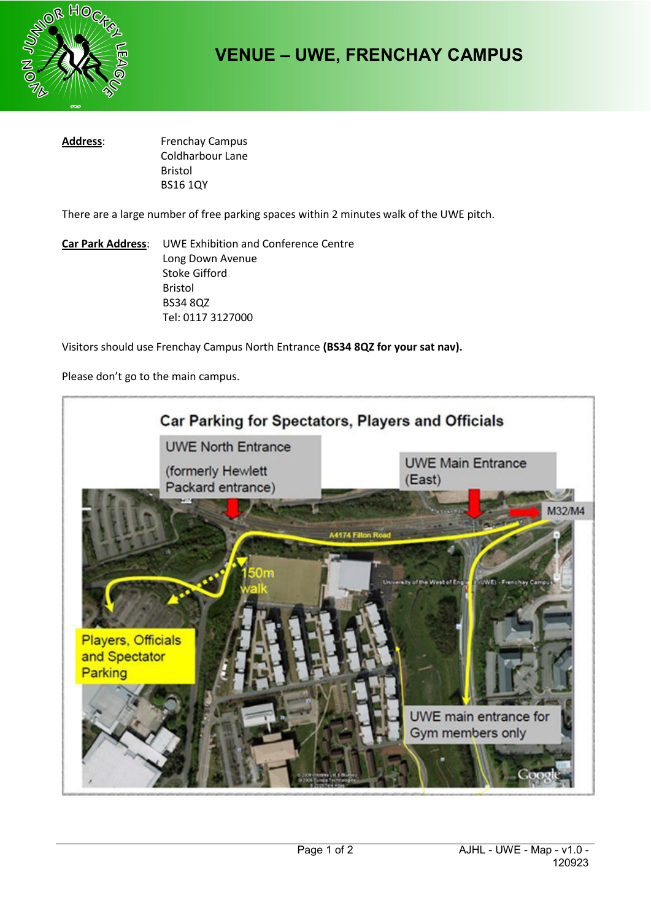# VENUE – UWE, FRENCHAY CAMPUS

**Address**: Frenchay Campus
Coldharbour Lane
Bristol
BS16 1QY

There are a large number of free parking spaces within 2 minutes walk of the UWE pitch.

**Car Park Address**: UWE Exhibition and Conference Centre
Long Down Avenue
Stoke Gifford
Bristol
BS34 8QZ
Tel: 0117 3127000

Visitors should use Frenchay Campus North Entrance **(BS34 8QZ for your sat nav).**

Please don't go to the main campus.

Car Parking for Spectators, Players and Officials

UWE North Entrance (formerly Hewlett Packard entrance)

UWE Main Entrance (East)

M32/M4

A4174 Filton Road

150m walk

Players, Officials and Spectator Parking

UWE main entrance for Gym members only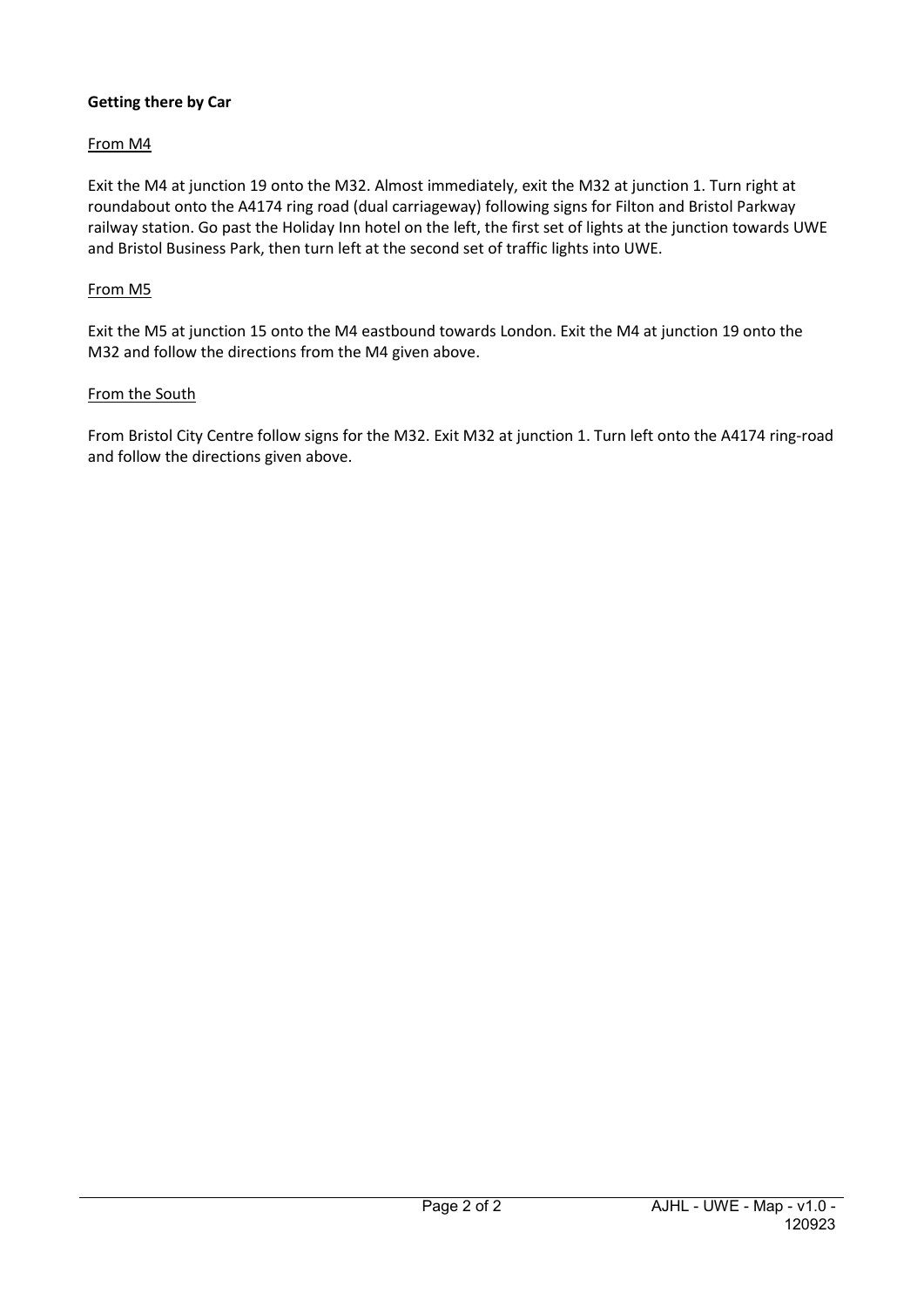**Getting there by Car**

From M4

Exit the M4 at junction 19 onto the M32. Almost immediately, exit the M32 at junction 1. Turn right at roundabout onto the A4174 ring road (dual carriageway) following signs for Filton and Bristol Parkway railway station. Go past the Holiday Inn hotel on the left, the first set of lights at the junction towards UWE and Bristol Business Park, then turn left at the second set of traffic lights into UWE.

From M5

Exit the M5 at junction 15 onto the M4 eastbound towards London. Exit the M4 at junction 19 onto the M32 and follow the directions from the M4 given above.

From the South

From Bristol City Centre follow signs for the M32. Exit M32 at junction 1. Turn left onto the A4174 ring-road and follow the directions given above.